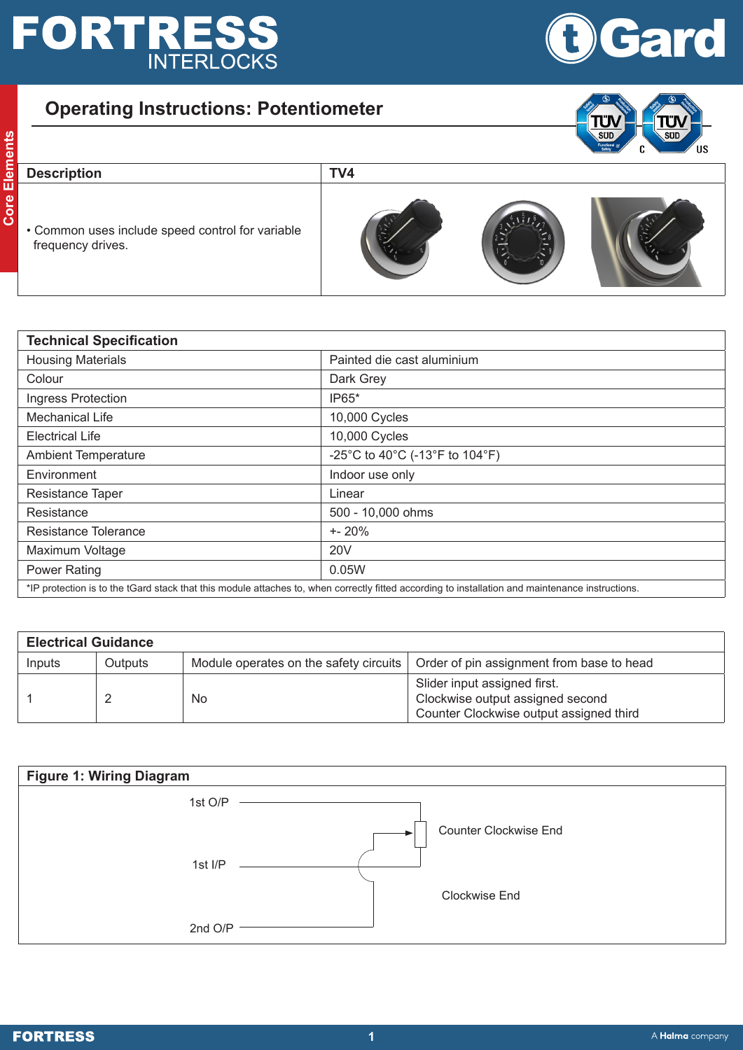FORTRESS INTERLOCKS

tGard

Core Elements

# Operating Instructions: Potentiometer

| Description | TV4 |
|---|---|
| • Common uses include speed control for variable frequency drives. | |

| Technical Specification | |
|---|---|
| Housing Materials | Painted die cast aluminium |
| Colour | Dark Grey |
| Ingress Protection | IP65* |
| Mechanical Life | 10,000 Cycles |
| Electrical Life | 10,000 Cycles |
| Ambient Temperature | -25°C to 40°C (-13°F to 104°F) |
| Environment | Indoor use only |
| Resistance Taper | Linear |
| Resistance | 500 - 10,000 ohms |
| Resistance Tolerance | +- 20% |
| Maximum Voltage | 20V |
| Power Rating | 0.05W |

*IP protection is to the tGard stack that this module attaches to, when correctly fitted according to installation and maintenance instructions.

| Electrical Guidance | | | |
|---|---|---|---|
| Inputs | Outputs | Module operates on the safety circuits | Order of pin assignment from base to head |
| 1 | 2 | No | Slider input assigned first.<br>Clockwise output assigned second<br>Counter Clockwise output assigned third |

**Figure 1: Wiring Diagram**

1st O/P

Counter Clockwise End

1st I/P

Clockwise End

2nd O/P

A Halma company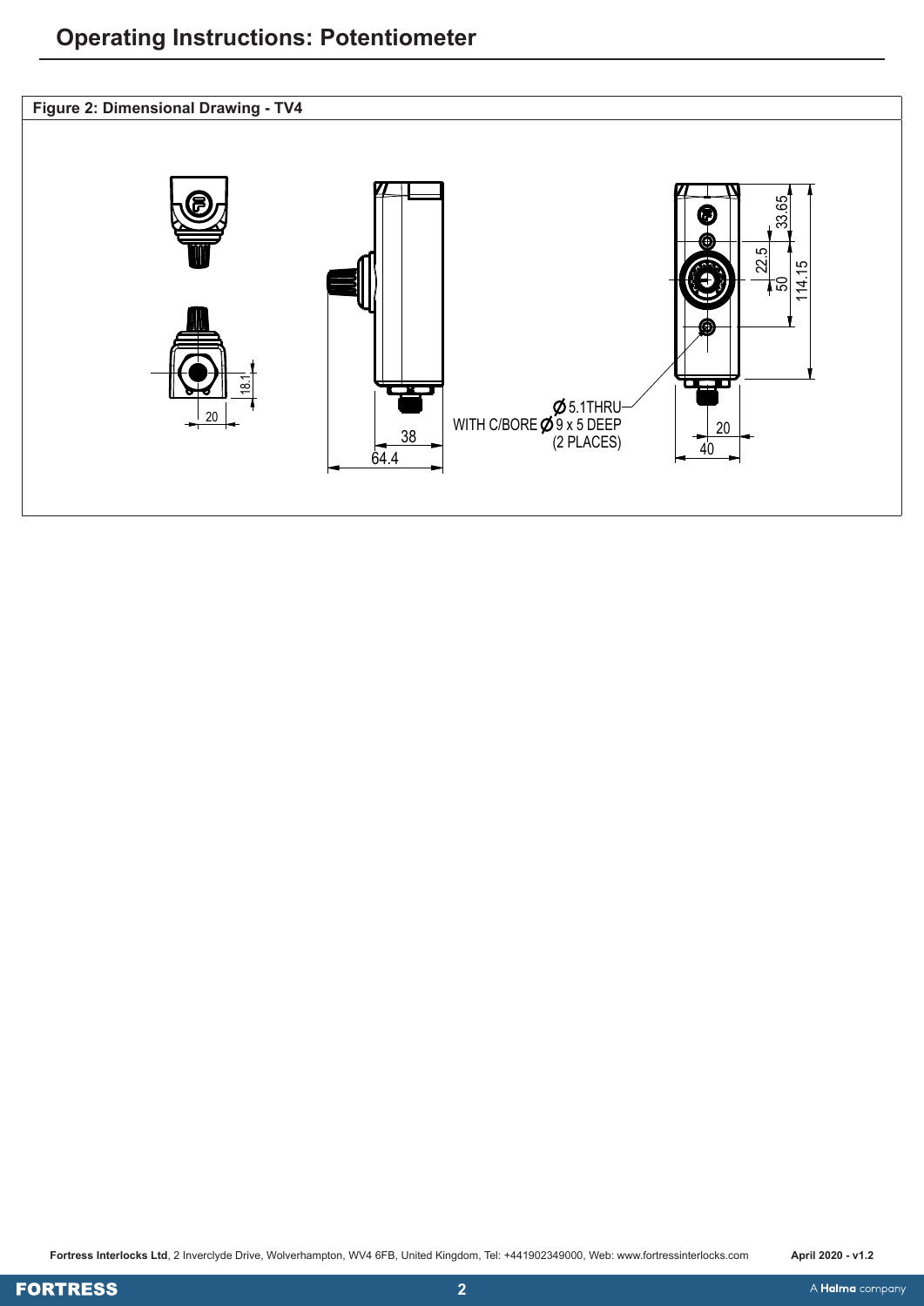# Operating Instructions: Potentiometer

**Figure 2: Dimensional Drawing - TV4**

18.1

20

38

64.4

Ø5.1THRU
WITH C/BORE Ø9 x 5 DEEP
(2 PLACES)

33.65

22.5

50

114.15

20

40

**Fortress Interlocks Ltd**, 2 Inverclyde Drive, Wolverhampton, WV4 6FB, United Kingdom, Tel: +441902349000, Web: www.fortressinterlocks.com **April 2020 - v1.2**